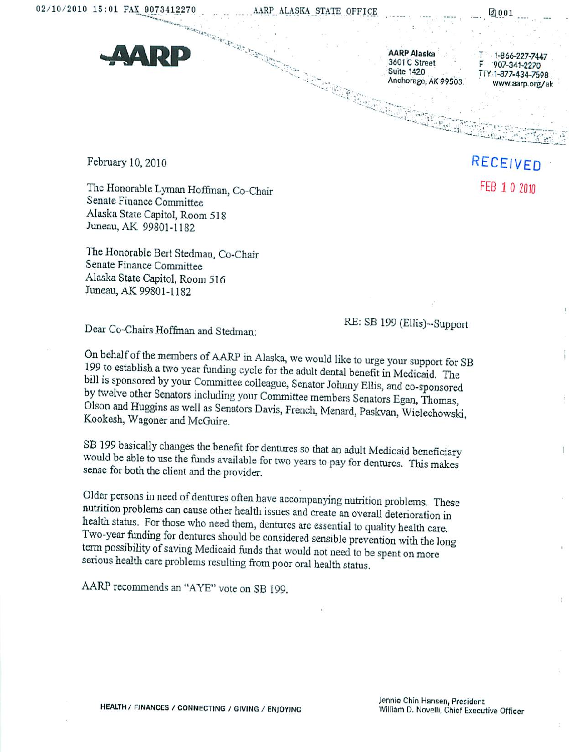02/10/2010 15:01 FAX 9073412270 AARP ALASKA STATE OFFICE 001

**AARP**

AARP Alaska
3601 C Street
Suite 1420
Anchorage, AK 99503

T 1-866-227-7447
F 907-341-2270
TTY 1-877-434-7598
www.aarp.org/ak

RECEIVED
FEB 10 2010

February 10, 2010

The Honorable Lyman Hoffman, Co-Chair
Senate Finance Committee
Alaska State Capitol, Room 518
Juneau, AK 99801-1182

The Honorable Bert Stedman, Co-Chair
Senate Finance Committee
Alaska State Capitol, Room 516
Juneau, AK 99801-1182

RE: SB 199 (Ellis)--Support

Dear Co-Chairs Hoffman and Stedman:

On behalf of the members of AARP in Alaska, we would like to urge your support for SB 199 to establish a two year funding cycle for the adult dental benefit in Medicaid. The bill is sponsored by your Committee colleague, Senator Johnny Ellis, and co-sponsored by twelve other Senators including your Committee members Senators Egan, Thomas, Olson and Huggins as well as Senators Davis, French, Menard, Paskvan, Wielechowski, Kookesh, Wagoner and McGuire.

SB 199 basically changes the benefit for dentures so that an adult Medicaid beneficiary would be able to use the funds available for two years to pay for dentures. This makes sense for both the client and the provider.

Older persons in need of dentures often have accompanying nutrition problems. These nutrition problems can cause other health issues and create an overall deterioration in health status. For those who need them, dentures are essential to quality health care. Two-year funding for dentures should be considered sensible prevention with the long term possibility of saving Medicaid funds that would not need to be spent on more serious health care problems resulting from poor oral health status.

AARP recommends an "AYE" vote on SB 199.

HEALTH / FINANCES / CONNECTING / GIVING / ENJOYING

Jennie Chin Hansen, President
William D. Novelli, Chief Executive Officer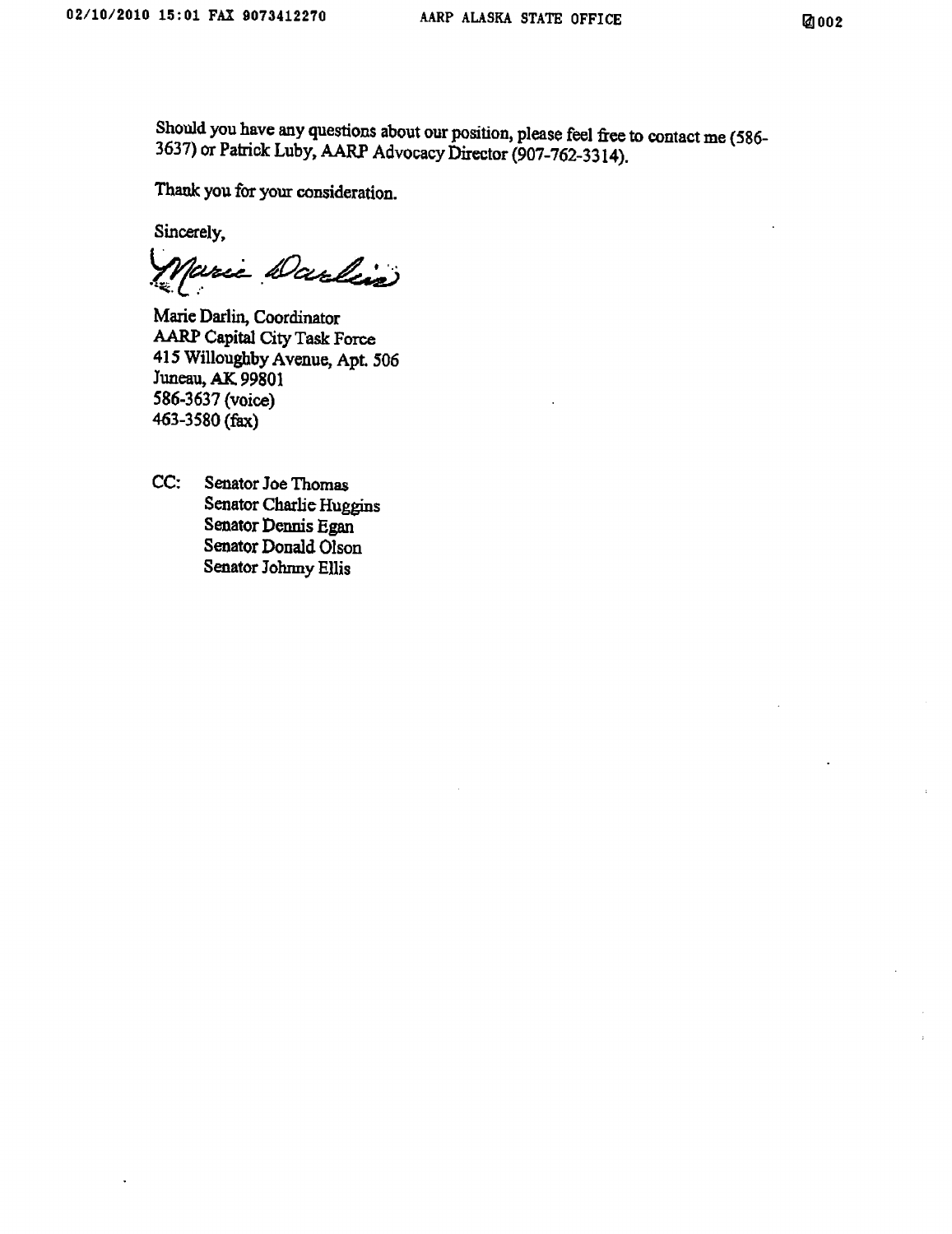Should you have any questions about our position, please feel free to contact me (586-3637) or Patrick Luby, AARP Advocacy Director (907-762-3314).

Thank you for your consideration.

Sincerely,

Marie Darlin

Marie Darlin, Coordinator
AARP Capital City Task Force
415 Willoughby Avenue, Apt. 506
Juneau, AK 99801
586-3637 (voice)
463-3580 (fax)

CC: Senator Joe Thomas
Senator Charlie Huggins
Senator Dennis Egan
Senator Donald Olson
Senator Johnny Ellis